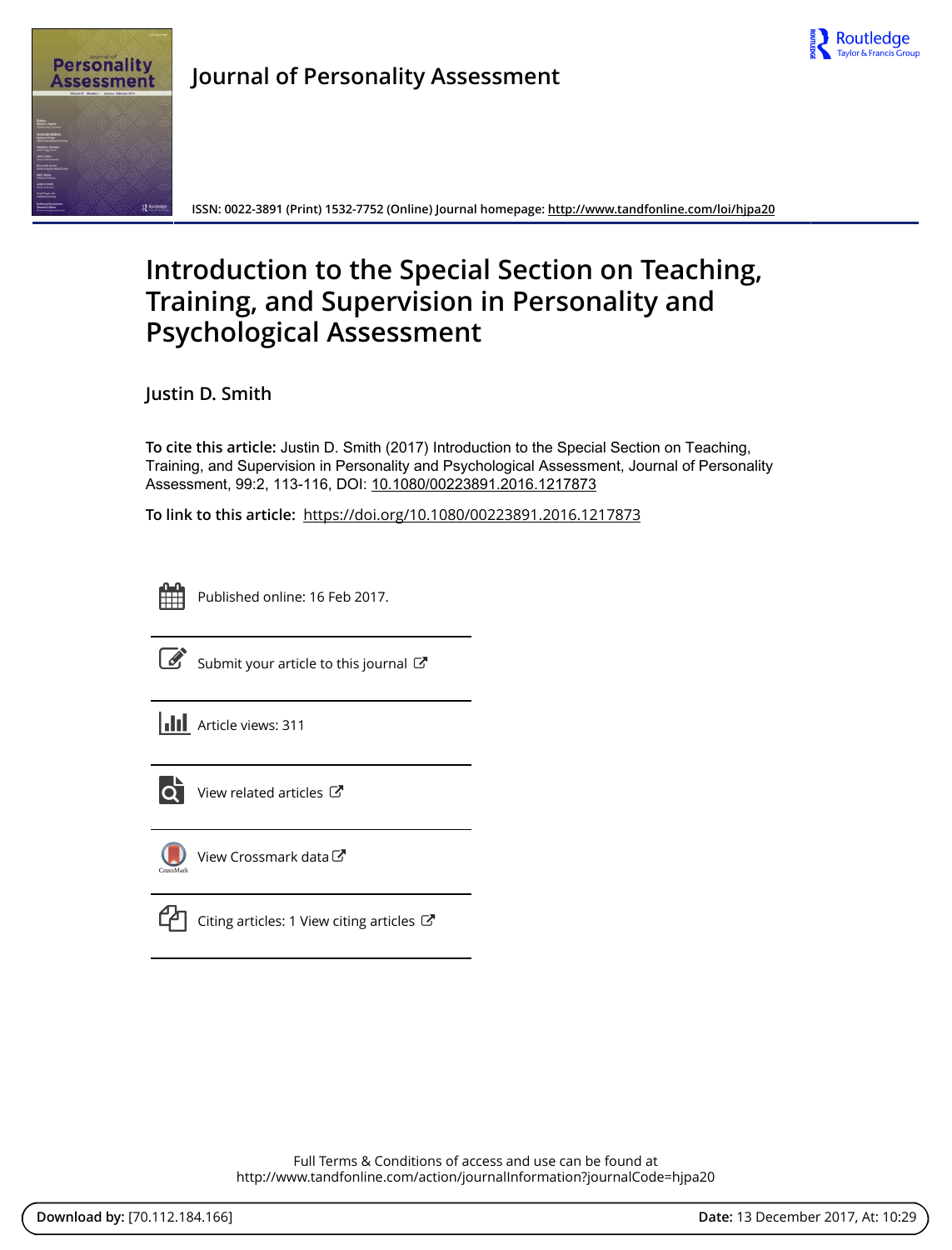Journal of Personality Assessment

ISSN: 0022-3891 (Print) 1532-7752 (Online) Journal homepage: http://www.tandfonline.com/loi/hjpa20

# Introduction to the Special Section on Teaching, Training, and Supervision in Personality and Psychological Assessment

**Justin D. Smith**

**To cite this article:** Justin D. Smith (2017) Introduction to the Special Section on Teaching, Training, and Supervision in Personality and Psychological Assessment, Journal of Personality Assessment, 99:2, 113-116, DOI: 10.1080/00223891.2016.1217873

**To link to this article:** https://doi.org/10.1080/00223891.2016.1217873

Published online: 16 Feb 2017.

Submit your article to this journal

Article views: 311

View related articles

View Crossmark data

Citing articles: 1 View citing articles

Full Terms & Conditions of access and use can be found at
http://www.tandfonline.com/action/journalInformation?journalCode=hjpa20

**Download by:** [70.112.184.166] **Date:** 13 December 2017, At: 10:29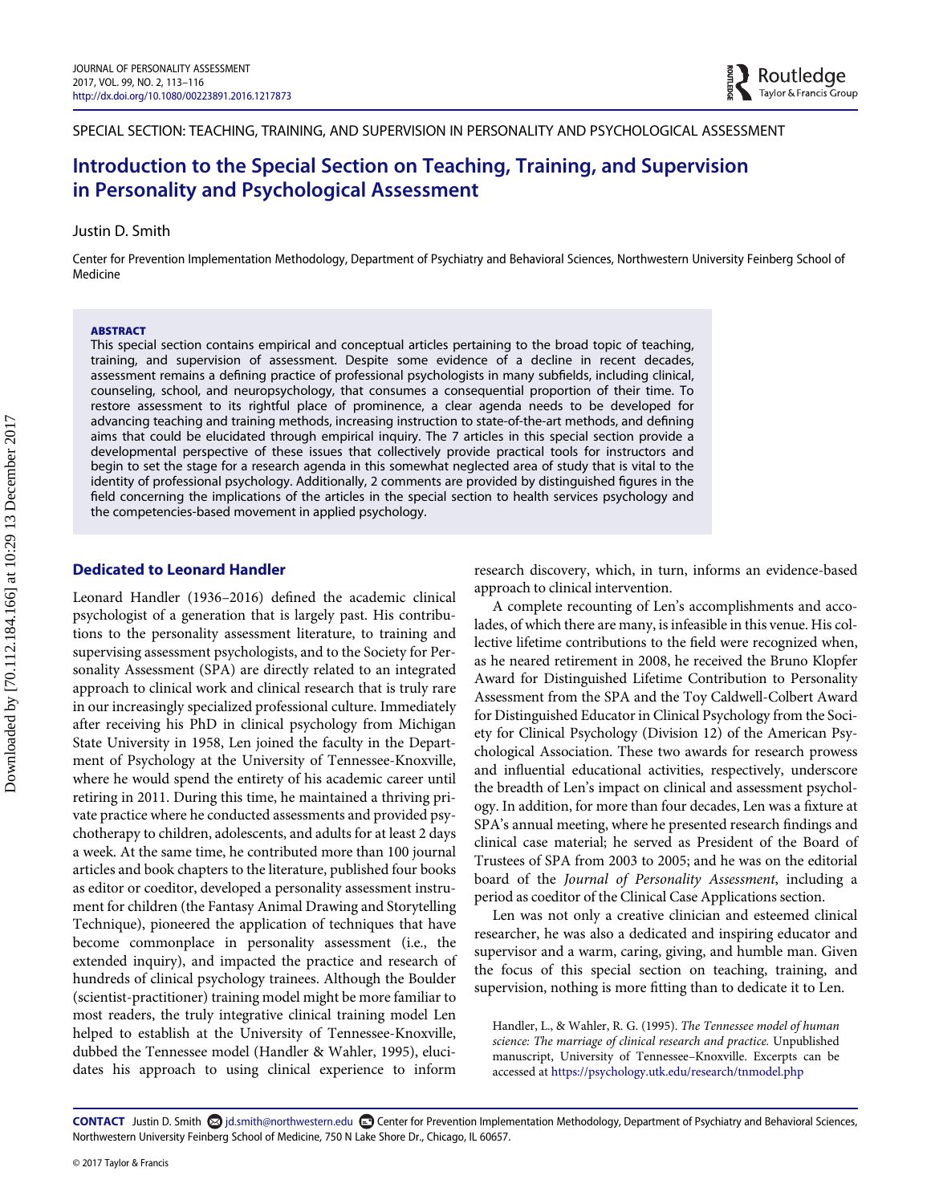SPECIAL SECTION: TEACHING, TRAINING, AND SUPERVISION IN PERSONALITY AND PSYCHOLOGICAL ASSESSMENT

# Introduction to the Special Section on Teaching, Training, and Supervision in Personality and Psychological Assessment

Justin D. Smith

Center for Prevention Implementation Methodology, Department of Psychiatry and Behavioral Sciences, Northwestern University Feinberg School of Medicine

**ABSTRACT**

This special section contains empirical and conceptual articles pertaining to the broad topic of teaching, training, and supervision of assessment. Despite some evidence of a decline in recent decades, assessment remains a defining practice of professional psychologists in many subfields, including clinical, counseling, school, and neuropsychology, that consumes a consequential proportion of their time. To restore assessment to its rightful place of prominence, a clear agenda needs to be developed for advancing teaching and training methods, increasing instruction to state-of-the-art methods, and defining aims that could be elucidated through empirical inquiry. The 7 articles in this special section provide a developmental perspective of these issues that collectively provide practical tools for instructors and begin to set the stage for a research agenda in this somewhat neglected area of study that is vital to the identity of professional psychology. Additionally, 2 comments are provided by distinguished figures in the field concerning the implications of the articles in the special section to health services psychology and the competencies-based movement in applied psychology.

## Dedicated to Leonard Handler

Leonard Handler (1936–2016) defined the academic clinical psychologist of a generation that is largely past. His contributions to the personality assessment literature, to training and supervising assessment psychologists, and to the Society for Personality Assessment (SPA) are directly related to an integrated approach to clinical work and clinical research that is truly rare in our increasingly specialized professional culture. Immediately after receiving his PhD in clinical psychology from Michigan State University in 1958, Len joined the faculty in the Department of Psychology at the University of Tennessee-Knoxville, where he would spend the entirety of his academic career until retiring in 2011. During this time, he maintained a thriving private practice where he conducted assessments and provided psychotherapy to children, adolescents, and adults for at least 2 days a week. At the same time, he contributed more than 100 journal articles and book chapters to the literature, published four books as editor or coeditor, developed a personality assessment instrument for children (the Fantasy Animal Drawing and Storytelling Technique), pioneered the application of techniques that have become commonplace in personality assessment (i.e., the extended inquiry), and impacted the practice and research of hundreds of clinical psychology trainees. Although the Boulder (scientist-practitioner) training model might be more familiar to most readers, the truly integrative clinical training model Len helped to establish at the University of Tennessee-Knoxville, dubbed the Tennessee model (Handler & Wahler, 1995), elucidates his approach to using clinical experience to inform research discovery, which, in turn, informs an evidence-based approach to clinical intervention.

A complete recounting of Len's accomplishments and accolades, of which there are many, is infeasible in this venue. His collective lifetime contributions to the field were recognized when, as he neared retirement in 2008, he received the Bruno Klopfer Award for Distinguished Lifetime Contribution to Personality Assessment from the SPA and the Toy Caldwell-Colbert Award for Distinguished Educator in Clinical Psychology from the Society for Clinical Psychology (Division 12) of the American Psychological Association. These two awards for research prowess and influential educational activities, respectively, underscore the breadth of Len's impact on clinical and assessment psychology. In addition, for more than four decades, Len was a fixture at SPA's annual meeting, where he presented research findings and clinical case material; he served as President of the Board of Trustees of SPA from 2003 to 2005; and he was on the editorial board of the *Journal of Personality Assessment*, including a period as coeditor of the Clinical Case Applications section.

Len was not only a creative clinician and esteemed clinical researcher, he was also a dedicated and inspiring educator and supervisor and a warm, caring, giving, and humble man. Given the focus of this special section on teaching, training, and supervision, nothing is more fitting than to dedicate it to Len.

Handler, L., & Wahler, R. G. (1995). *The Tennessee model of human science: The marriage of clinical research and practice.* Unpublished manuscript, University of Tennessee–Knoxville. Excerpts can be accessed at https://psychology.utk.edu/research/tnmodel.php

**CONTACT** Justin D. Smith jd.smith@northwestern.edu Center for Prevention Implementation Methodology, Department of Psychiatry and Behavioral Sciences, Northwestern University Feinberg School of Medicine, 750 N Lake Shore Dr., Chicago, IL 60657.

© 2017 Taylor & Francis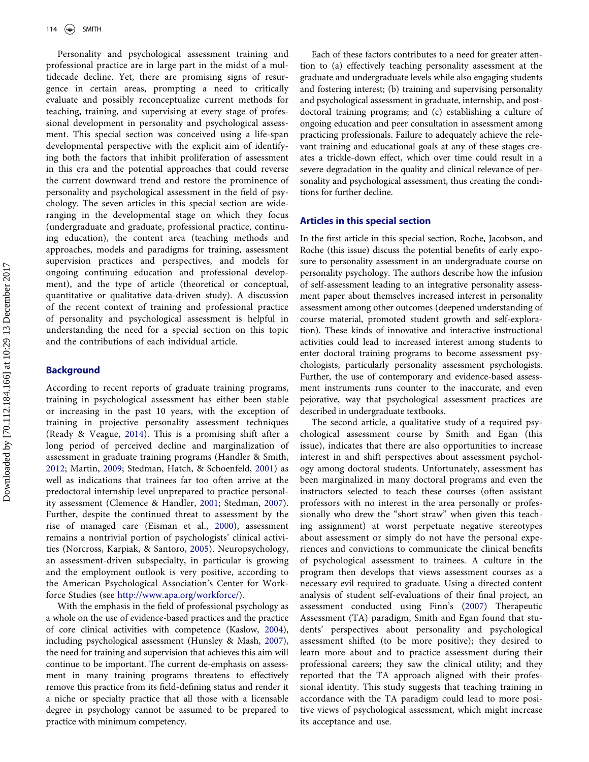Personality and psychological assessment training and professional practice are in large part in the midst of a multidecade decline. Yet, there are promising signs of resurgence in certain areas, prompting a need to critically evaluate and possibly reconceptualize current methods for teaching, training, and supervising at every stage of professional development in personality and psychological assessment. This special section was conceived using a life-span developmental perspective with the explicit aim of identifying both the factors that inhibit proliferation of assessment in this era and the potential approaches that could reverse the current downward trend and restore the prominence of personality and psychological assessment in the field of psychology. The seven articles in this special section are wide-ranging in the developmental stage on which they focus (undergraduate and graduate, professional practice, continuing education), the content area (teaching methods and approaches, models and paradigms for training, assessment supervision practices and perspectives, and models for ongoing continuing education and professional development), and the type of article (theoretical or conceptual, quantitative or qualitative data-driven study). A discussion of the recent context of training and professional practice of personality and psychological assessment is helpful in understanding the need for a special section on this topic and the contributions of each individual article.

## Background

According to recent reports of graduate training programs, training in psychological assessment has either been stable or increasing in the past 10 years, with the exception of training in projective personality assessment techniques (Ready & Veague, 2014). This is a promising shift after a long period of perceived decline and marginalization of assessment in graduate training programs (Handler & Smith, 2012; Martin, 2009; Stedman, Hatch, & Schoenfeld, 2001) as well as indications that trainees far too often arrive at the predoctoral internship level unprepared to practice personality assessment (Clemence & Handler, 2001; Stedman, 2007). Further, despite the continued threat to assessment by the rise of managed care (Eisman et al., 2000), assessment remains a nontrivial portion of psychologists' clinical activities (Norcross, Karpiak, & Santoro, 2005). Neuropsychology, an assessment-driven subspecialty, in particular is growing and the employment outlook is very positive, according to the American Psychological Association's Center for Workforce Studies (see http://www.apa.org/workforce/).

With the emphasis in the field of professional psychology as a whole on the use of evidence-based practices and the practice of core clinical activities with competence (Kaslow, 2004), including psychological assessment (Hunsley & Mash, 2007), the need for training and supervision that achieves this aim will continue to be important. The current de-emphasis on assessment in many training programs threatens to effectively remove this practice from its field-defining status and render it a niche or specialty practice that all those with a licensable degree in psychology cannot be assumed to be prepared to practice with minimum competency.

Each of these factors contributes to a need for greater attention to (a) effectively teaching personality assessment at the graduate and undergraduate levels while also engaging students and fostering interest; (b) training and supervising personality and psychological assessment in graduate, internship, and postdoctoral training programs; and (c) establishing a culture of ongoing education and peer consultation in assessment among practicing professionals. Failure to adequately achieve the relevant training and educational goals at any of these stages creates a trickle-down effect, which over time could result in a severe degradation in the quality and clinical relevance of personality and psychological assessment, thus creating the conditions for further decline.

## Articles in this special section

In the first article in this special section, Roche, Jacobson, and Roche (this issue) discuss the potential benefits of early exposure to personality assessment in an undergraduate course on personality psychology. The authors describe how the infusion of self-assessment leading to an integrative personality assessment paper about themselves increased interest in personality assessment among other outcomes (deepened understanding of course material, promoted student growth and self-exploration). These kinds of innovative and interactive instructional activities could lead to increased interest among students to enter doctoral training programs to become assessment psychologists, particularly personality assessment psychologists. Further, the use of contemporary and evidence-based assessment instruments runs counter to the inaccurate, and even pejorative, way that psychological assessment practices are described in undergraduate textbooks.

The second article, a qualitative study of a required psychological assessment course by Smith and Egan (this issue), indicates that there are also opportunities to increase interest in and shift perspectives about assessment psychology among doctoral students. Unfortunately, assessment has been marginalized in many doctoral programs and even the instructors selected to teach these courses (often assistant professors with no interest in the area personally or professionally who drew the "short straw" when given this teaching assignment) at worst perpetuate negative stereotypes about assessment or simply do not have the personal experiences and convictions to communicate the clinical benefits of psychological assessment to trainees. A culture in the program then develops that views assessment courses as a necessary evil required to graduate. Using a directed content analysis of student self-evaluations of their final project, an assessment conducted using Finn's (2007) Therapeutic Assessment (TA) paradigm, Smith and Egan found that students' perspectives about personality and psychological assessment shifted (to be more positive); they desired to learn more about and to practice assessment during their professional careers; they saw the clinical utility; and they reported that the TA approach aligned with their professional identity. This study suggests that teaching training in accordance with the TA paradigm could lead to more positive views of psychological assessment, which might increase its acceptance and use.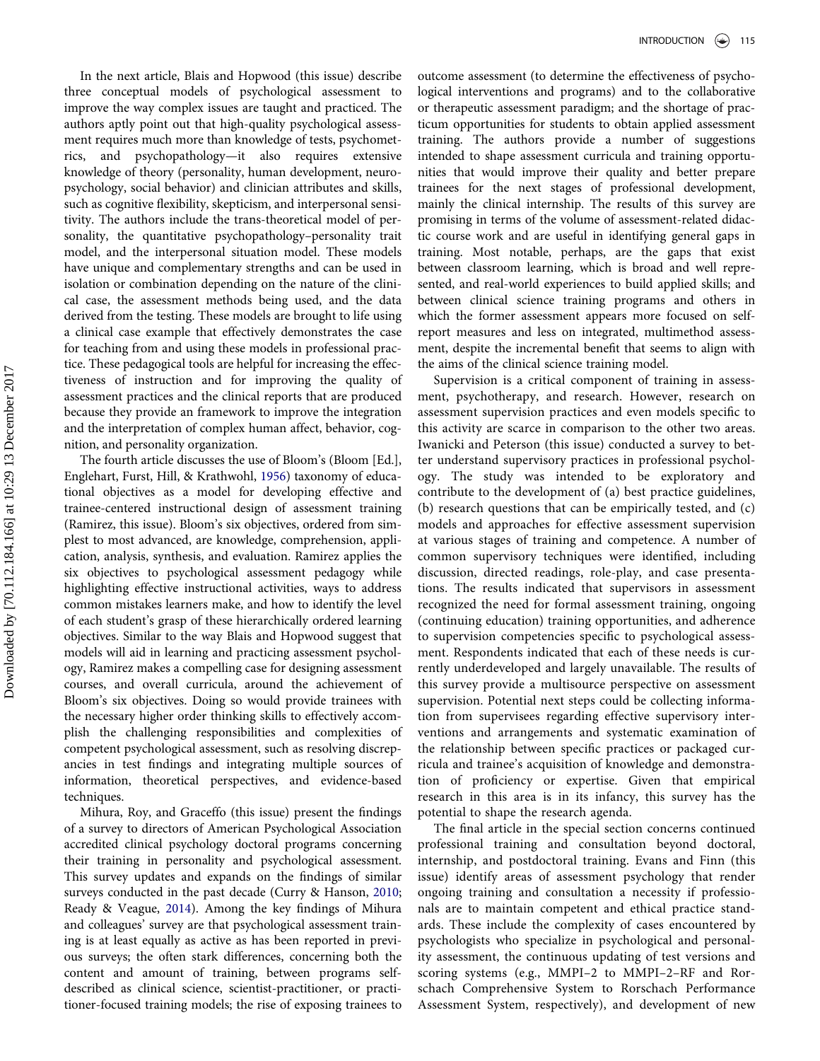In the next article, Blais and Hopwood (this issue) describe three conceptual models of psychological assessment to improve the way complex issues are taught and practiced. The authors aptly point out that high-quality psychological assessment requires much more than knowledge of tests, psychometrics, and psychopathology—it also requires extensive knowledge of theory (personality, human development, neuropsychology, social behavior) and clinician attributes and skills, such as cognitive flexibility, skepticism, and interpersonal sensitivity. The authors include the trans-theoretical model of personality, the quantitative psychopathology–personality trait model, and the interpersonal situation model. These models have unique and complementary strengths and can be used in isolation or combination depending on the nature of the clinical case, the assessment methods being used, and the data derived from the testing. These models are brought to life using a clinical case example that effectively demonstrates the case for teaching from and using these models in professional practice. These pedagogical tools are helpful for increasing the effectiveness of instruction and for improving the quality of assessment practices and the clinical reports that are produced because they provide an framework to improve the integration and the interpretation of complex human affect, behavior, cognition, and personality organization.

The fourth article discusses the use of Bloom's (Bloom [Ed.], Englehart, Furst, Hill, & Krathwohl, 1956) taxonomy of educational objectives as a model for developing effective and trainee-centered instructional design of assessment training (Ramirez, this issue). Bloom's six objectives, ordered from simplest to most advanced, are knowledge, comprehension, application, analysis, synthesis, and evaluation. Ramirez applies the six objectives to psychological assessment pedagogy while highlighting effective instructional activities, ways to address common mistakes learners make, and how to identify the level of each student's grasp of these hierarchically ordered learning objectives. Similar to the way Blais and Hopwood suggest that models will aid in learning and practicing assessment psychology, Ramirez makes a compelling case for designing assessment courses, and overall curricula, around the achievement of Bloom's six objectives. Doing so would provide trainees with the necessary higher order thinking skills to effectively accomplish the challenging responsibilities and complexities of competent psychological assessment, such as resolving discrepancies in test findings and integrating multiple sources of information, theoretical perspectives, and evidence-based techniques.

Mihura, Roy, and Graceffo (this issue) present the findings of a survey to directors of American Psychological Association accredited clinical psychology doctoral programs concerning their training in personality and psychological assessment. This survey updates and expands on the findings of similar surveys conducted in the past decade (Curry & Hanson, 2010; Ready & Veague, 2014). Among the key findings of Mihura and colleagues' survey are that psychological assessment training is at least equally as active as has been reported in previous surveys; the often stark differences, concerning both the content and amount of training, between programs self-described as clinical science, scientist-practitioner, or practitioner-focused training models; the rise of exposing trainees to outcome assessment (to determine the effectiveness of psychological interventions and programs) and to the collaborative or therapeutic assessment paradigm; and the shortage of practicum opportunities for students to obtain applied assessment training. The authors provide a number of suggestions intended to shape assessment curricula and training opportunities that would improve their quality and better prepare trainees for the next stages of professional development, mainly the clinical internship. The results of this survey are promising in terms of the volume of assessment-related didactic course work and are useful in identifying general gaps in training. Most notable, perhaps, are the gaps that exist between classroom learning, which is broad and well represented, and real-world experiences to build applied skills; and between clinical science training programs and others in which the former assessment appears more focused on self-report measures and less on integrated, multimethod assessment, despite the incremental benefit that seems to align with the aims of the clinical science training model.

Supervision is a critical component of training in assessment, psychotherapy, and research. However, research on assessment supervision practices and even models specific to this activity are scarce in comparison to the other two areas. Iwanicki and Peterson (this issue) conducted a survey to better understand supervisory practices in professional psychology. The study was intended to be exploratory and contribute to the development of (a) best practice guidelines, (b) research questions that can be empirically tested, and (c) models and approaches for effective assessment supervision at various stages of training and competence. A number of common supervisory techniques were identified, including discussion, directed readings, role-play, and case presentations. The results indicated that supervisors in assessment recognized the need for formal assessment training, ongoing (continuing education) training opportunities, and adherence to supervision competencies specific to psychological assessment. Respondents indicated that each of these needs is currently underdeveloped and largely unavailable. The results of this survey provide a multisource perspective on assessment supervision. Potential next steps could be collecting information from supervisees regarding effective supervisory interventions and arrangements and systematic examination of the relationship between specific practices or packaged curricula and trainee's acquisition of knowledge and demonstration of proficiency or expertise. Given that empirical research in this area is in its infancy, this survey has the potential to shape the research agenda.

The final article in the special section concerns continued professional training and consultation beyond doctoral, internship, and postdoctoral training. Evans and Finn (this issue) identify areas of assessment psychology that render ongoing training and consultation a necessity if professionals are to maintain competent and ethical practice standards. These include the complexity of cases encountered by psychologists who specialize in psychological and personality assessment, the continuous updating of test versions and scoring systems (e.g., MMPI–2 to MMPI–2–RF and Rorschach Comprehensive System to Rorschach Performance Assessment System, respectively), and development of new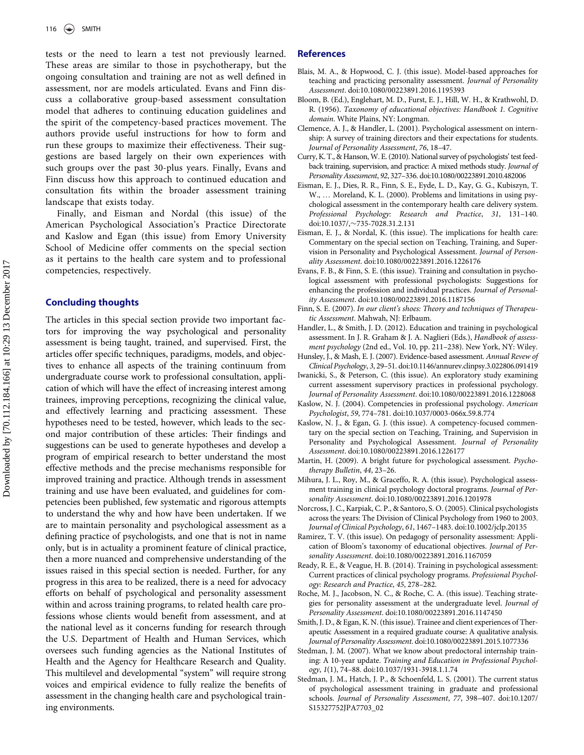tests or the need to learn a test not previously learned. These areas are similar to those in psychotherapy, but the ongoing consultation and training are not as well defined in assessment, nor are models articulated. Evans and Finn discuss a collaborative group-based assessment consultation model that adheres to continuing education guidelines and the spirit of the competency-based practices movement. The authors provide useful instructions for how to form and run these groups to maximize their effectiveness. Their suggestions are based largely on their own experiences with such groups over the past 30-plus years. Finally, Evans and Finn discuss how this approach to continued education and consultation fits within the broader assessment training landscape that exists today.

Finally, and Eisman and Nordal (this issue) of the American Psychological Association's Practice Directorate and Kaslow and Egan (this issue) from Emory University School of Medicine offer comments on the special section as it pertains to the health care system and to professional competencies, respectively.

## Concluding thoughts

The articles in this special section provide two important factors for improving the way psychological and personality assessment is being taught, trained, and supervised. First, the articles offer specific techniques, paradigms, models, and objectives to enhance all aspects of the training continuum from undergraduate course work to professional consultation, application of which will have the effect of increasing interest among trainees, improving perceptions, recognizing the clinical value, and effectively learning and practicing assessment. These hypotheses need to be tested, however, which leads to the second major contribution of these articles: Their findings and suggestions can be used to generate hypotheses and develop a program of empirical research to better understand the most effective methods and the precise mechanisms responsible for improved training and practice. Although trends in assessment training and use have been evaluated, and guidelines for competencies been published, few systematic and rigorous attempts to understand the why and how have been undertaken. If we are to maintain personality and psychological assessment as a defining practice of psychologists, and one that is not in name only, but is in actuality a prominent feature of clinical practice, then a more nuanced and comprehensive understanding of the issues raised in this special section is needed. Further, for any progress in this area to be realized, there is a need for advocacy efforts on behalf of psychological and personality assessment within and across training programs, to related health care professions whose clients would benefit from assessment, and at the national level as it concerns funding for research through the U.S. Department of Health and Human Services, which oversees such funding agencies as the National Institutes of Health and the Agency for Healthcare Research and Quality. This multilevel and developmental "system" will require strong voices and empirical evidence to fully realize the benefits of assessment in the changing health care and psychological training environments.

## References

Blais, M. A., & Hopwood, C. J. (this issue). Model-based approaches for teaching and practicing personality assessment. *Journal of Personality Assessment*. doi:10.1080/00223891.2016.1195393

Bloom, B. (Ed.), Englehart, M. D., Furst, E. J., Hill, W. H., & Krathwohl, D. R. (1956). *Taxonomy of educational objectives: Handbook 1. Cognitive domain*. White Plains, NY: Longman.

Clemence, A. J., & Handler, L. (2001). Psychological assessment on internship: A survey of training directors and their expectations for students. *Journal of Personality Assessment*, *76*, 18–47.

Curry, K. T., & Hanson, W. E. (2010). National survey of psychologists' test feedback training, supervision, and practice: A mixed methods study. *Journal of Personality Assessment*, *92*, 327–336. doi:10.1080/00223891.2010.482006

Eisman, E. J., Dies, R. R., Finn, S. E., Eyde, L. D., Kay, G. G., Kubiszyn, T. W., … Moreland, K. L. (2000). Problems and limitations in using psychological assessment in the contemporary health care delivery system. *Professional Psychology: Research and Practice*, *31*, 131–140. doi:10.1037/∼735-7028.31.2.131

Eisman, E. J., & Nordal, K. (this issue). The implications for health care: Commentary on the special section on Teaching, Training, and Supervision in Personality and Psychological Assessment. *Journal of Personality Assessment*. doi:10.1080/00223891.2016.1226176

Evans, F. B., & Finn, S. E. (this issue). Training and consultation in psychological assessment with professional psychologists: Suggestions for enhancing the profession and individual practices. *Journal of Personality Assessment*. doi:10.1080/00223891.2016.1187156

Finn, S. E. (2007). *In our client's shoes: Theory and techniques of Therapeutic Assessment*. Mahwah, NJ: Erlbaum.

Handler, L., & Smith, J. D. (2012). Education and training in psychological assessment. In J. R. Graham & J. A. Naglieri (Eds.), *Handbook of assessment psychology* (2nd ed., Vol. 10, pp. 211–238). New York, NY: Wiley.

Hunsley, J., & Mash, E. J. (2007). Evidence-based assessment. *Annual Review of Clinical Psychology*, *3*, 29–51. doi:10.1146/annurev.clinpsy.3.022806.091419

Iwanicki, S., & Peterson, C. (this issue). An exploratory study examining current assessment supervisory practices in professional psychology. *Journal of Personality Assessment*. doi:10.1080/00223891.2016.1228068

Kaslow, N. J. (2004). Competencies in professional psychology. *American Psychologist*, *59*, 774–781. doi:10.1037/0003-066x.59.8.774

Kaslow, N. J., & Egan, G. J. (this issue). A competency-focused commentary on the special section on Teaching, Training, and Supervision in Personality and Psychological Assessment. *Journal of Personality Assessment*. doi:10.1080/00223891.2016.1226177

Martin, H. (2009). A bright future for psychological assessment. *Psychotherapy Bulletin*, *44*, 23–26.

Mihura, J. L., Roy, M., & Graceffo, R. A. (this issue). Psychological assessment training in clinical psychology doctoral programs. *Journal of Personality Assessment*. doi:10.1080/00223891.2016.1201978

Norcross, J. C., Karpiak, C. P., & Santoro, S. O. (2005). Clinical psychologists across the years: The Division of Clinical Psychology from 1960 to 2003. *Journal of Clinical Psychology*, *61*, 1467–1483. doi:10.1002/jclp.20135

Ramirez, T. V. (this issue). On pedagogy of personality assessment: Application of Bloom's taxonomy of educational objectives. *Journal of Personality Assessment*. doi:10.1080/00223891.2016.1167059

Ready, R. E., & Veague, H. B. (2014). Training in psychological assessment: Current practices of clinical psychology programs. *Professional Psychology: Research and Practice*, *45*, 278–282.

Roche, M. J., Jacobson, N. C., & Roche, C. A. (this issue). Teaching strategies for personality assessment at the undergraduate level. *Journal of Personality Assessment*. doi:10.1080/00223891.2016.1147450

Smith, J. D., & Egan, K. N. (this issue). Trainee and client experiences of Therapeutic Assessment in a required graduate course: A qualitative analysis. *Journal of Personality Assessment*. doi:10.1080/00223891.2015.1077336

Stedman, J. M. (2007). What we know about predoctoral internship training: A 10-year update. *Training and Education in Professional Psychology*, *1*(1), 74–88. doi:10.1037/1931-3918.1.1.74

Stedman, J. M., Hatch, J. P., & Schoenfeld, L. S. (2001). The current status of psychological assessment training in graduate and professional schools. *Journal of Personality Assessment*, *77*, 398–407. doi:10.1207/S15327752JPA7703_02